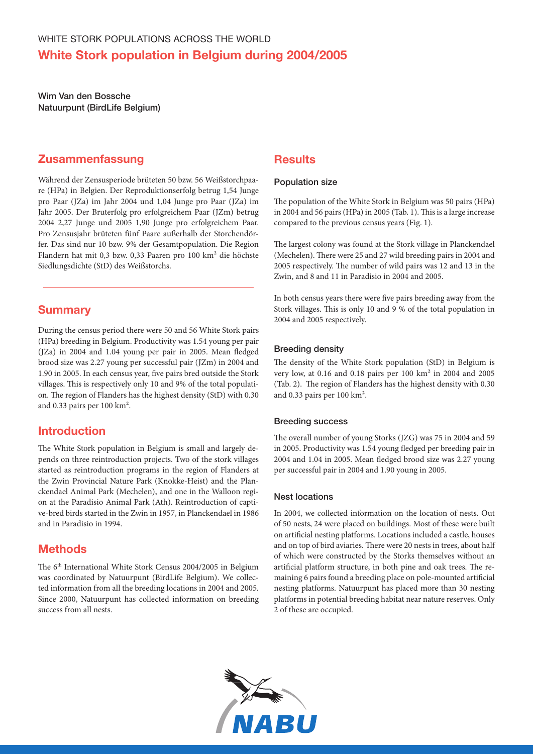WHITE STORK POPULATIONS ACROSS THE WORLD

# White Stork population in Belgium during 2004/2005

**Wim Van den Bossche**
**Natuurpunt (BirdLife Belgium)**

## Zusammenfassung

Während der Zensusperiode brüteten 50 bzw. 56 Weißstorchpaare (HPa) in Belgien. Der Reproduktionserfolg betrug 1,54 Junge pro Paar (JZa) im Jahr 2004 und 1,04 Junge pro Paar (JZa) im Jahr 2005. Der Bruterfolg pro erfolgreichem Paar (JZm) betrug 2004 2,27 Junge und 2005 1,90 Junge pro erfolgreichem Paar. Pro Zensusjahr brüteten fünf Paare außerhalb der Storchendörfer. Das sind nur 10 bzw. 9% der Gesamtpopulation. Die Region Flandern hat mit 0,3 bzw. 0,33 Paaren pro 100 km² die höchste Siedlungsdichte (StD) des Weißstorchs.

## Summary

During the census period there were 50 and 56 White Stork pairs (HPa) breeding in Belgium. Productivity was 1.54 young per pair (JZa) in 2004 and 1.04 young per pair in 2005. Mean fledged brood size was 2.27 young per successful pair (JZm) in 2004 and 1.90 in 2005. In each census year, five pairs bred outside the Stork villages. This is respectively only 10 and 9% of the total population. The region of Flanders has the highest density (StD) with 0.30 and 0.33 pairs per 100 km².

## Introduction

The White Stork population in Belgium is small and largely depends on three reintroduction projects. Two of the stork villages started as reintroduction programs in the region of Flanders at the Zwin Provincial Nature Park (Knokke-Heist) and the Planckendael Animal Park (Mechelen), and one in the Walloon region at the Paradisio Animal Park (Ath). Reintroduction of captive-bred birds started in the Zwin in 1957, in Planckendael in 1986 and in Paradisio in 1994.

## Methods

The 6th International White Stork Census 2004/2005 in Belgium was coordinated by Natuurpunt (BirdLife Belgium). We collected information from all the breeding locations in 2004 and 2005. Since 2000, Natuurpunt has collected information on breeding success from all nests.

## Results

### Population size

The population of the White Stork in Belgium was 50 pairs (HPa) in 2004 and 56 pairs (HPa) in 2005 (Tab. 1). This is a large increase compared to the previous census years (Fig. 1).

The largest colony was found at the Stork village in Planckendael (Mechelen). There were 25 and 27 wild breeding pairs in 2004 and 2005 respectively. The number of wild pairs was 12 and 13 in the Zwin, and 8 and 11 in Paradisio in 2004 and 2005.

In both census years there were five pairs breeding away from the Stork villages. This is only 10 and 9 % of the total population in 2004 and 2005 respectively.

### Breeding density

The density of the White Stork population (StD) in Belgium is very low, at 0.16 and 0.18 pairs per 100 km² in 2004 and 2005 (Tab. 2). The region of Flanders has the highest density with 0.30 and 0.33 pairs per 100 km².

### Breeding success

The overall number of young Storks (JZG) was 75 in 2004 and 59 in 2005. Productivity was 1.54 young fledged per breeding pair in 2004 and 1.04 in 2005. Mean fledged brood size was 2.27 young per successful pair in 2004 and 1.90 young in 2005.

### Nest locations

In 2004, we collected information on the location of nests. Out of 50 nests, 24 were placed on buildings. Most of these were built on artificial nesting platforms. Locations included a castle, houses and on top of bird aviaries. There were 20 nests in trees, about half of which were constructed by the Storks themselves without an artificial platform structure, in both pine and oak trees. The remaining 6 pairs found a breeding place on pole-mounted artificial nesting platforms. Natuurpunt has placed more than 30 nesting platforms in potential breeding habitat near nature reserves. Only 2 of these are occupied.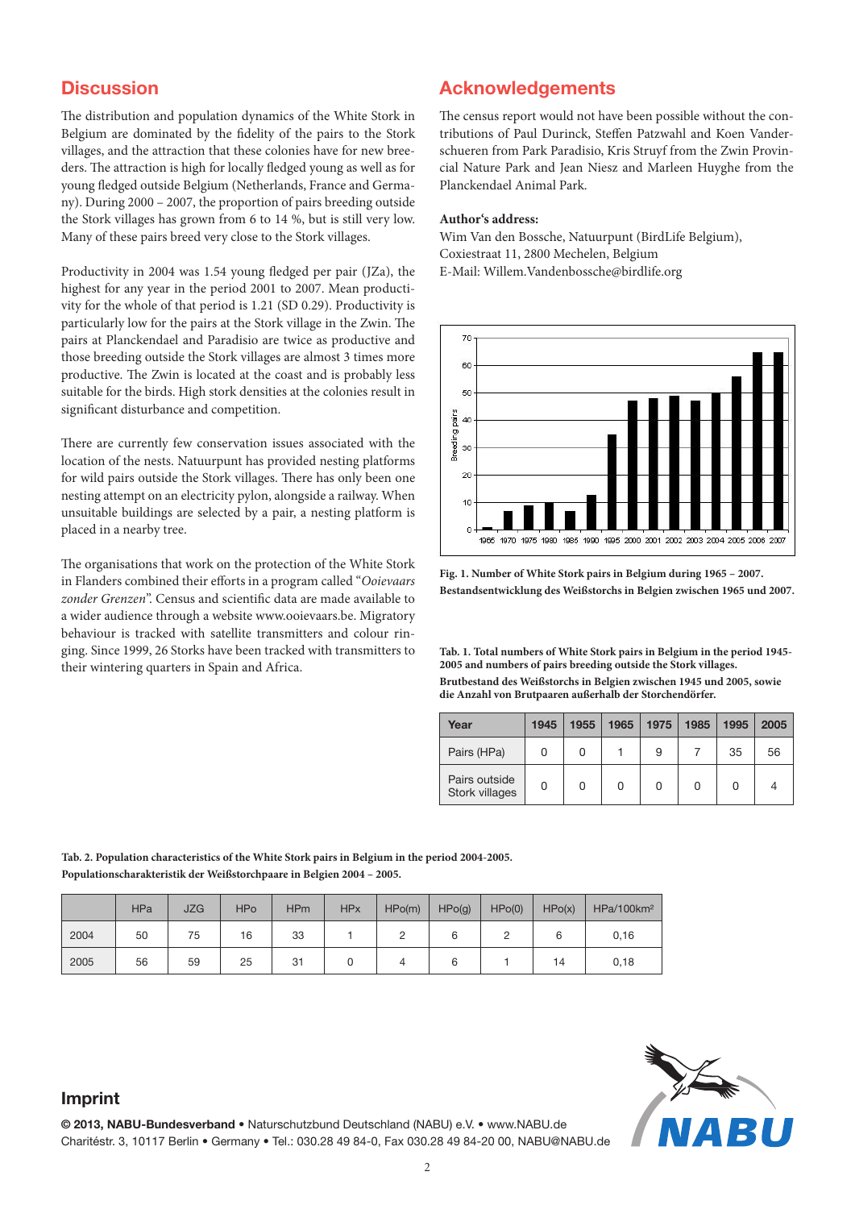## Discussion

The distribution and population dynamics of the White Stork in Belgium are dominated by the fidelity of the pairs to the Stork villages, and the attraction that these colonies have for new breeders. The attraction is high for locally fledged young as well as for young fledged outside Belgium (Netherlands, France and Germany). During 2000 – 2007, the proportion of pairs breeding outside the Stork villages has grown from 6 to 14 %, but is still very low. Many of these pairs breed very close to the Stork villages.

Productivity in 2004 was 1.54 young fledged per pair (JZa), the highest for any year in the period 2001 to 2007. Mean productivity for the whole of that period is 1.21 (SD 0.29). Productivity is particularly low for the pairs at the Stork village in the Zwin. The pairs at Planckendael and Paradisio are twice as productive and those breeding outside the Stork villages are almost 3 times more productive. The Zwin is located at the coast and is probably less suitable for the birds. High stork densities at the colonies result in significant disturbance and competition.

There are currently few conservation issues associated with the location of the nests. Natuurpunt has provided nesting platforms for wild pairs outside the Stork villages. There has only been one nesting attempt on an electricity pylon, alongside a railway. When unsuitable buildings are selected by a pair, a nesting platform is placed in a nearby tree.

The organisations that work on the protection of the White Stork in Flanders combined their efforts in a program called "*Ooievaars zonder Grenzen*". Census and scientific data are made available to a wider audience through a website www.ooievaars.be. Migratory behaviour is tracked with satellite transmitters and colour ringing. Since 1999, 26 Storks have been tracked with transmitters to their wintering quarters in Spain and Africa.

## Acknowledgements

The census report would not have been possible without the contributions of Paul Durinck, Steffen Patzwahl and Koen Vanderschueren from Park Paradisio, Kris Struyf from the Zwin Provincial Nature Park and Jean Niesz and Marleen Huyghe from the Planckendael Animal Park.

**Author's address:**
Wim Van den Bossche, Natuurpunt (BirdLife Belgium),
Coxiestraat 11, 2800 Mechelen, Belgium
E-Mail: Willem.Vandenbossche@birdlife.org

Breeding pairs
0 10 20 30 40 50 60 70
1965 1970 1975 1980 1985 1990 1995 2000 2001 2002 2003 2004 2005 2006 2007

**Fig. 1. Number of White Stork pairs in Belgium during 1965 – 2007.**
**Bestandsentwicklung des Weißstorchs in Belgien zwischen 1965 und 2007.**

**Tab. 1. Total numbers of White Stork pairs in Belgium in the period 1945-2005 and numbers of pairs breeding outside the Stork villages.**
**Brutbestand des Weißstorchs in Belgien zwischen 1945 und 2005, sowie die Anzahl von Brutpaaren außerhalb der Storchendörfer.**

| Year | 1945 | 1955 | 1965 | 1975 | 1985 | 1995 | 2005 |
|---|---|---|---|---|---|---|---|
| Pairs (HPa) | 0 | 0 | 1 | 9 | 7 | 35 | 56 |
| Pairs outside Stork villages | 0 | 0 | 0 | 0 | 0 | 0 | 4 |

**Tab. 2. Population characteristics of the White Stork pairs in Belgium in the period 2004-2005.**
**Populationscharakteristik der Weißstorchpaare in Belgien 2004 – 2005.**

| | HPa | JZG | HPo | HPm | HPx | HPo(m) | HPo(g) | HPo(0) | HPo(x) | HPa/100km² |
|---|---|---|---|---|---|---|---|---|---|---|
| 2004 | 50 | 75 | 16 | 33 | 1 | 2 | 6 | 2 | 6 | 0,16 |
| 2005 | 56 | 59 | 25 | 31 | 0 | 4 | 6 | 1 | 14 | 0,18 |

## Imprint

**© 2013, NABU-Bundesverband** • Naturschutzbund Deutschland (NABU) e.V. • www.NABU.de
Charitéstr. 3, 10117 Berlin • Germany • Tel.: 030.28 49 84-0, Fax 030.28 49 84-20 00, NABU@NABU.de